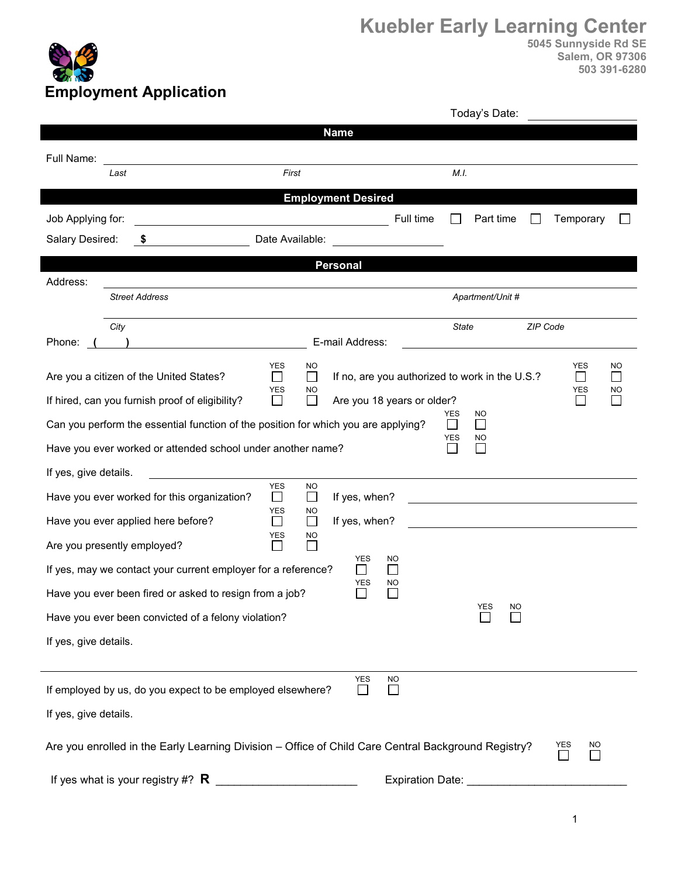# Kuebler Early Learning Center

**5045 Sunnyside Rd SE**
**Salem, OR 97306**
**503 391-6280**

## Employment Application

Today's Date: ____________________

### Name

Full Name: ______________________________________________
*Last* *First* *M.I.*

### Employment Desired

Job Applying for: ______________________ Full time ☐ Part time ☐ Temporary ☐

Salary Desired: **$** ____________ Date Available: ____________

### Personal

Address: ______________________________________________
*Street Address* *Apartment/Unit #*

______________________________________________
*City* *State* *ZIP Code*

Phone: ( ) ____________________ E-mail Address: ____________________

Are you a citizen of the United States? YES ☐ NO ☐ If no, are you authorized to work in the U.S.? YES ☐ NO ☐

If hired, can you furnish proof of eligibility? YES ☐ NO ☐ Are you 18 years or older? YES ☐ NO ☐

Can you perform the essential function of the position for which you are applying? YES ☐ NO ☐

Have you ever worked or attended school under another name? YES ☐ NO ☐

If yes, give details. ______________________________________________

Have you ever worked for this organization? YES ☐ NO ☐ If yes, when? ____________________

Have you ever applied here before? YES ☐ NO ☐ If yes, when? ____________________

Are you presently employed? YES ☐ NO ☐

If yes, may we contact your current employer for a reference? YES ☐ NO ☐

Have you ever been fired or asked to resign from a job? YES ☐ NO ☐

Have you ever been convicted of a felony violation? YES ☐ NO ☐

If yes, give details.

______________________________________________

If employed by us, do you expect to be employed elsewhere? YES ☐ NO ☐

If yes, give details.

Are you enrolled in the Early Learning Division – Office of Child Care Central Background Registry? YES ☐ NO ☐

If yes what is your registry #? **R** ______________________ Expiration Date: __________________________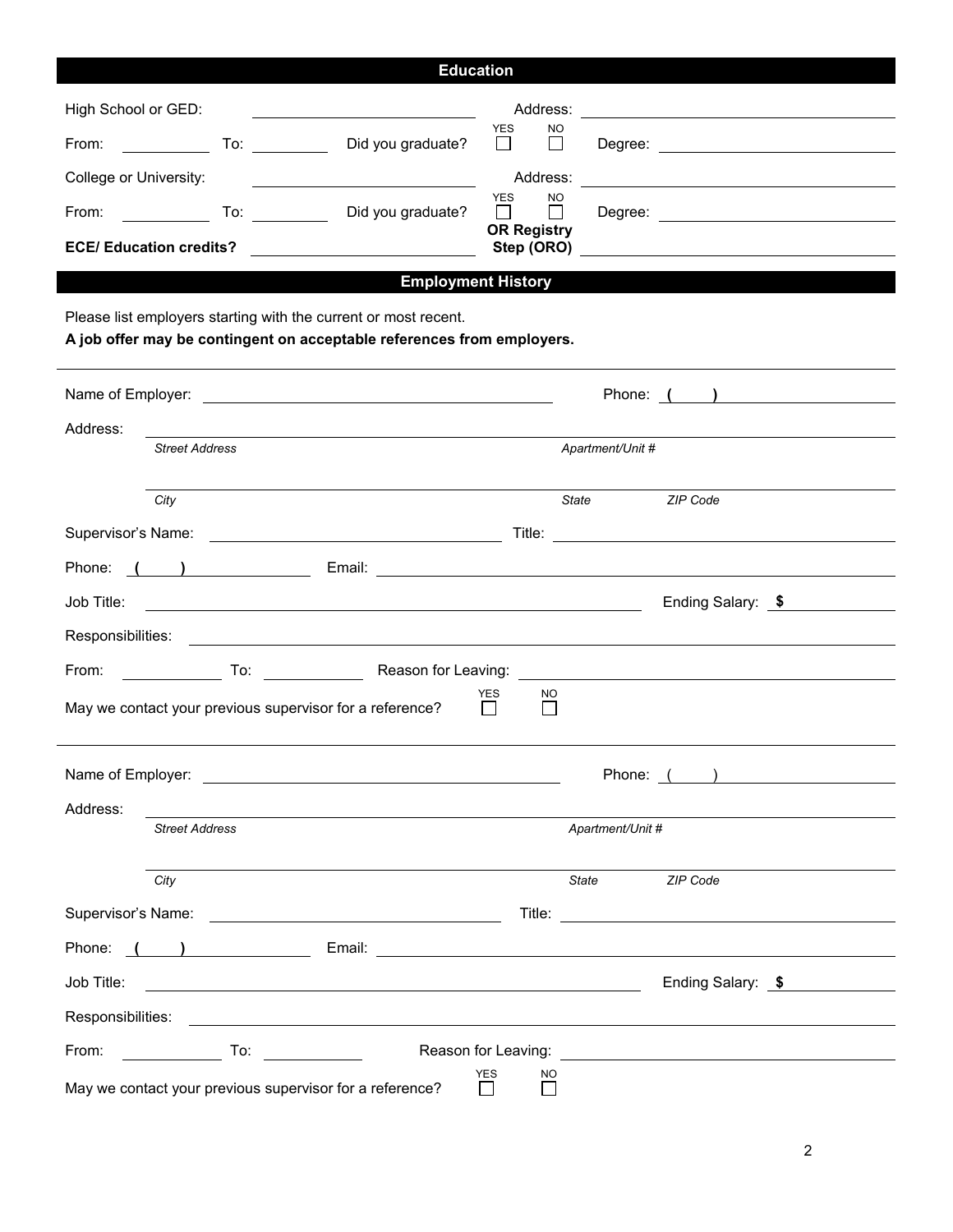## Education

High School or GED: ______________________ Address: ______________________

From: __________ To: __________ Did you graduate? YES ☐ NO ☐ Degree: ______________________

College or University: ______________________ Address: ______________________

From: __________ To: __________ Did you graduate? YES ☐ NO ☐ Degree: ______________________

**ECE/ Education credits?** ______________________ **OR Registry Step (ORO)** ______________________

## Employment History

Please list employers starting with the current or most recent.

**A job offer may be contingent on acceptable references from employers.**

---

Name of Employer: ______________________ Phone: **(    )** ______________________

Address: ____________________________________________

*Street Address* *Apartment/Unit #*

____________________________________________

*City* *State* *ZIP Code*

Supervisor's Name: ______________________ Title: ______________________

Phone: **(    )** __________ Email: ______________________

Job Title: ______________________ Ending Salary: **$** __________

Responsibilities: ____________________________________________

From: __________ To: __________ Reason for Leaving: ______________________

May we contact your previous supervisor for a reference? YES ☐ NO ☐

---

Name of Employer: ______________________ Phone: (    ) ______________________

Address: ____________________________________________

*Street Address* *Apartment/Unit #*

____________________________________________

*City* *State* *ZIP Code*

Supervisor's Name: ______________________ Title: ______________________

Phone: **(    )** __________ Email: ______________________

Job Title: ______________________ Ending Salary: **$** __________

Responsibilities: ____________________________________________

From: __________ To: __________ Reason for Leaving: ______________________

May we contact your previous supervisor for a reference? YES ☐ NO ☐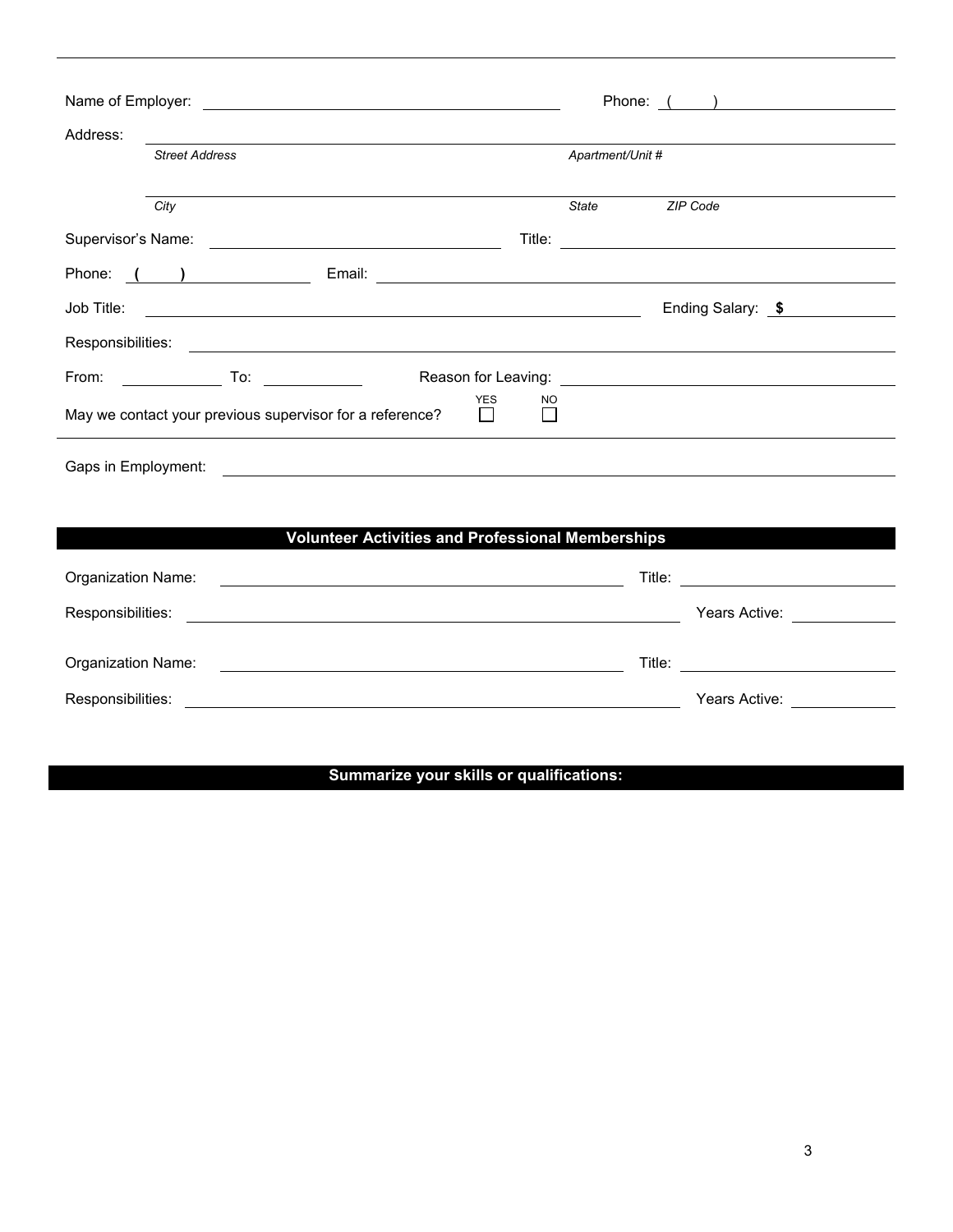Name of Employer: \_\_\_\_\_\_\_\_\_\_\_\_\_\_\_\_\_\_\_\_ Phone: ( ) \_\_\_\_\_\_\_\_\_\_

Address: \_\_\_\_\_\_\_\_\_\_\_\_\_\_\_\_\_\_\_\_\_\_\_\_\_\_\_\_\_\_\_\_\_\_\_\_\_\_\_\_

*Street Address* *Apartment/Unit #*

\_\_\_\_\_\_\_\_\_\_\_\_\_\_\_\_\_\_\_\_\_\_\_\_\_\_\_\_\_\_\_\_\_\_\_\_\_\_\_\_

*City* *State* *ZIP Code*

Supervisor's Name: \_\_\_\_\_\_\_\_\_\_\_\_\_\_\_\_\_\_\_\_ Title: \_\_\_\_\_\_\_\_\_\_\_\_\_\_\_\_\_\_\_\_

Phone: ( ) \_\_\_\_\_\_\_\_\_\_ Email: \_\_\_\_\_\_\_\_\_\_\_\_\_\_\_\_\_\_\_\_

Job Title: \_\_\_\_\_\_\_\_\_\_\_\_\_\_\_\_\_\_\_\_ Ending Salary: $ \_\_\_\_\_\_\_\_\_\_

Responsibilities: \_\_\_\_\_\_\_\_\_\_\_\_\_\_\_\_\_\_\_\_\_\_\_\_\_\_\_\_\_\_\_\_\_\_\_\_\_\_\_\_

From: \_\_\_\_\_\_\_\_\_\_ To: \_\_\_\_\_\_\_\_\_\_ Reason for Leaving: \_\_\_\_\_\_\_\_\_\_\_\_\_\_\_\_\_\_\_\_

May we contact your previous supervisor for a reference? YES ☐ NO ☐

Gaps in Employment: \_\_\_\_\_\_\_\_\_\_\_\_\_\_\_\_\_\_\_\_\_\_\_\_\_\_\_\_\_\_\_\_\_\_\_\_\_\_\_\_

## Volunteer Activities and Professional Memberships

Organization Name: \_\_\_\_\_\_\_\_\_\_\_\_\_\_\_\_\_\_\_\_ Title: \_\_\_\_\_\_\_\_\_\_\_\_\_\_\_\_\_\_\_\_

Responsibilities: \_\_\_\_\_\_\_\_\_\_\_\_\_\_\_\_\_\_\_\_ Years Active: \_\_\_\_\_\_\_\_\_\_

Organization Name: \_\_\_\_\_\_\_\_\_\_\_\_\_\_\_\_\_\_\_\_ Title: \_\_\_\_\_\_\_\_\_\_\_\_\_\_\_\_\_\_\_\_

Responsibilities: \_\_\_\_\_\_\_\_\_\_\_\_\_\_\_\_\_\_\_\_ Years Active: \_\_\_\_\_\_\_\_\_\_

## Summarize your skills or qualifications: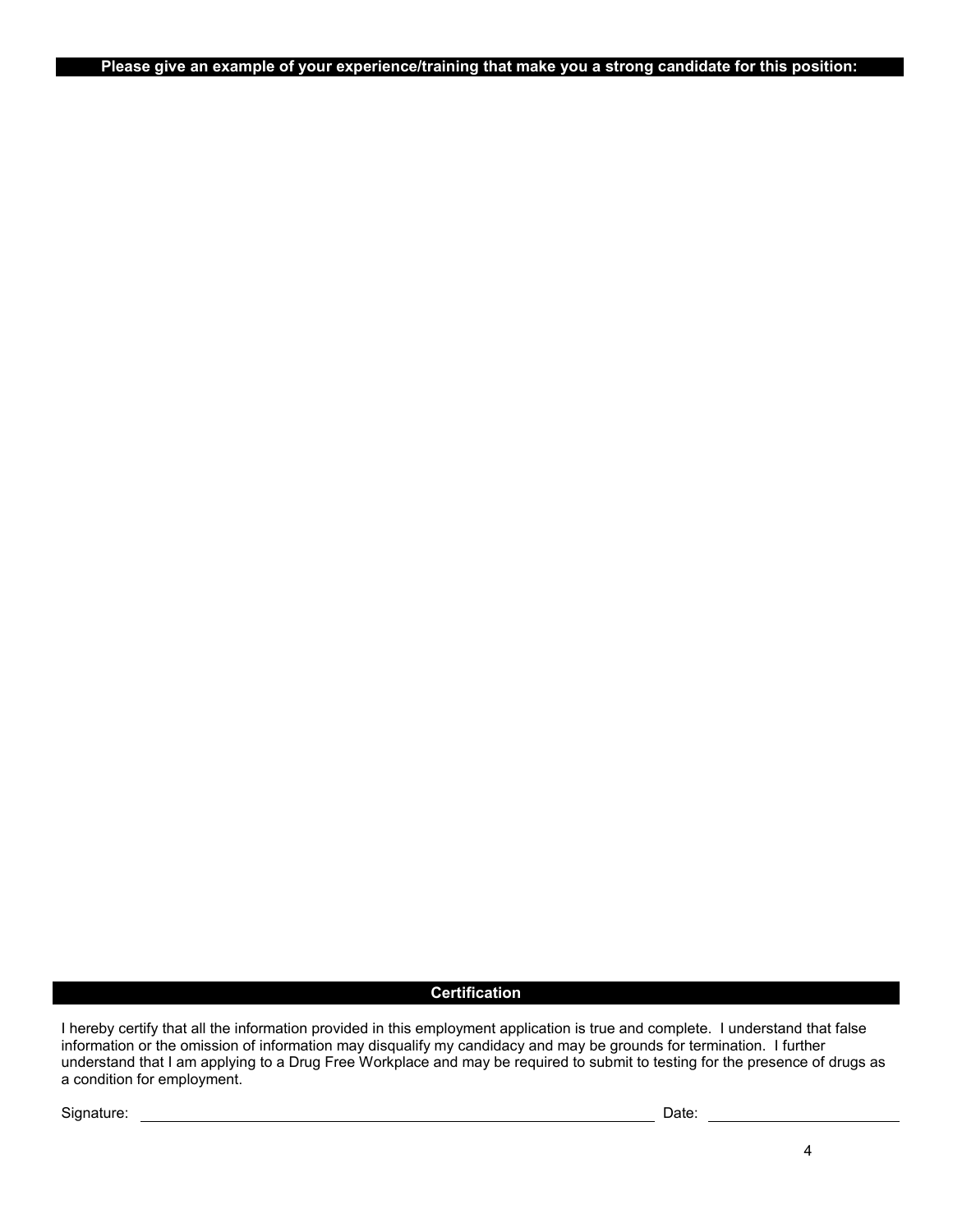**Please give an example of your experience/training that make you a strong candidate for this position:**

**Certification**

I hereby certify that all the information provided in this employment application is true and complete. I understand that false information or the omission of information may disqualify my candidacy and may be grounds for termination. I further understand that I am applying to a Drug Free Workplace and may be required to submit to testing for the presence of drugs as a condition for employment.

Signature: ______________________________ Date: ______________